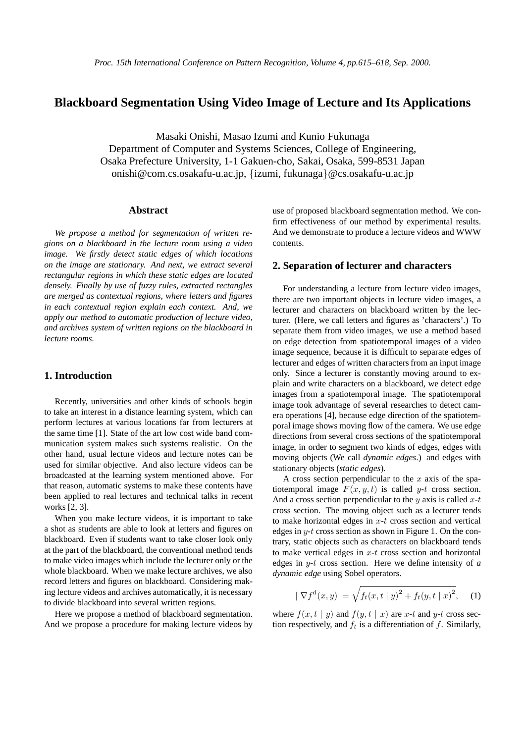*Proc. 15th International Conference on Pattern Recognition, Volume 4, pp.615–618, Sep. 2000.*

# Blackboard Segmentation Using Video Image of Lecture and Its Applications

Masaki Onishi, Masao Izumi and Kunio Fukunaga
Department of Computer and Systems Sciences, College of Engineering,
Osaka Prefecture University, 1-1 Gakuen-cho, Sakai, Osaka, 599-8531 Japan
onishi@com.cs.osakafu-u.ac.jp, {izumi, fukunaga}@cs.osakafu-u.ac.jp

## Abstract

*We propose a method for segmentation of written regions on a blackboard in the lecture room using a video image. We firstly detect static edges of which locations on the image are stationary. And next, we extract several rectangular regions in which these static edges are located densely. Finally by use of fuzzy rules, extracted rectangles are merged as contextual regions, where letters and figures in each contextual region explain each context. And, we apply our method to automatic production of lecture video, and archives system of written regions on the blackboard in lecture rooms.*

## 1. Introduction

Recently, universities and other kinds of schools begin to take an interest in a distance learning system, which can perform lectures at various locations far from lecturers at the same time [1]. State of the art low cost wide band communication system makes such systems realistic. On the other hand, usual lecture videos and lecture notes can be used for similar objective. And also lecture videos can be broadcasted at the learning system mentioned above. For that reason, automatic systems to make these contents have been applied to real lectures and technical talks in recent works [2, 3].

When you make lecture videos, it is important to take a shot as students are able to look at letters and figures on blackboard. Even if students want to take closer look only at the part of the blackboard, the conventional method tends to make video images which include the lecturer only or the whole blackboard. When we make lecture archives, we also record letters and figures on blackboard. Considering making lecture videos and archives automatically, it is necessary to divide blackboard into several written regions.

Here we propose a method of blackboard segmentation. And we propose a procedure for making lecture videos by use of proposed blackboard segmentation method. We confirm effectiveness of our method by experimental results. And we demonstrate to produce a lecture videos and WWW contents.

## 2. Separation of lecturer and characters

For understanding a lecture from lecture video images, there are two important objects in lecture video images, a lecturer and characters on blackboard written by the lecturer. (Here, we call letters and figures as 'characters'.) To separate them from video images, we use a method based on edge detection from spatiotemporal images of a video image sequence, because it is difficult to separate edges of lecturer and edges of written characters from an input image only. Since a lecturer is constantly moving around to explain and write characters on a blackboard, we detect edge images from a spatiotemporal image. The spatiotemporal image took advantage of several researches to detect camera operations [4], because edge direction of the spatiotemporal image shows moving flow of the camera. We use edge directions from several cross sections of the spatiotemporal image, in order to segment two kinds of edges, edges with moving objects (We call *dynamic edges*.) and edges with stationary objects (*static edges*).

A cross section perpendicular to the $x$ axis of the spatiotemporal image $F(x, y, t)$ is called $y$-$t$ cross section. And a cross section perpendicular to the $y$ axis is called $x$-$t$ cross section. The moving object such as a lecturer tends to make horizontal edges in $x$-$t$ cross section and vertical edges in $y$-$t$ cross section as shown in Figure 1. On the contrary, static objects such as characters on blackboard tends to make vertical edges in $x$-$t$ cross section and horizontal edges in $y$-$t$ cross section. Here we define intensity of *a dynamic edge* using Sobel operators.

$$| \nabla f^{\mathrm{d}}(x, y) | = \sqrt{f_t(x, t \mid y)^2 + f_t(y, t \mid x)^2}, \quad (1)$$

where $f(x, t \mid y)$ and $f(y, t \mid x)$ are $x$-$t$ and $y$-$t$ cross section respectively, and $f_t$ is a differentiation of $f$. Similarly,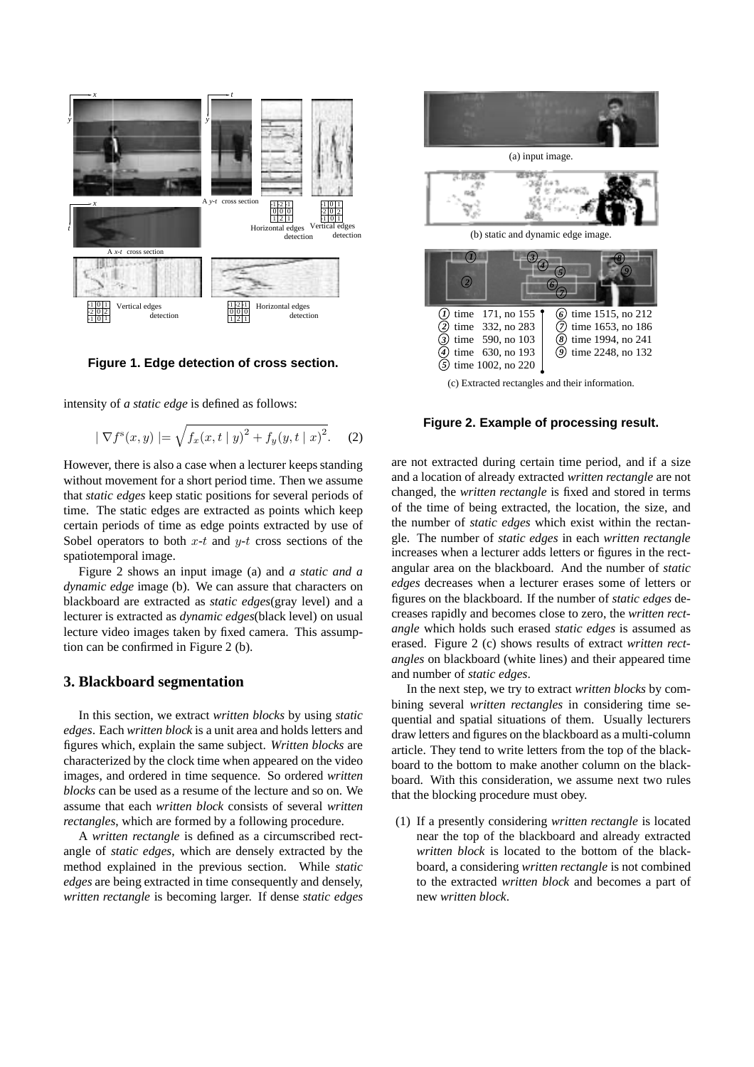x

y

t

y

A $y$-$t$ cross section

Horizontal edges detection

Vertical edges detection

x

t

A $x$-$t$ cross section

Vertical edges detection

Horizontal edges detection

**Figure 1. Edge detection of cross section.**

intensity of *a static edge* is defined as follows:

$$| \nabla f^{s}(x, y) | = \sqrt{f_x(x, t \mid y)^2 + f_y(y, t \mid x)^2}. \quad (2)$$

However, there is also a case when a lecturer keeps standing without movement for a short period time. Then we assume that *static edges* keep static positions for several periods of time. The static edges are extracted as points which keep certain periods of time as edge points extracted by use of Sobel operators to both $x$-$t$ and $y$-$t$ cross sections of the spatiotemporal image.

Figure 2 shows an input image (a) and *a static and a dynamic edge* image (b). We can assure that characters on blackboard are extracted as *static edges*(gray level) and a lecturer is extracted as *dynamic edges*(black level) on usual lecture video images taken by fixed camera. This assumption can be confirmed in Figure 2 (b).

## 3. Blackboard segmentation

In this section, we extract *written blocks* by using *static edges*. Each *written block* is a unit area and holds letters and figures which, explain the same subject. *Written blocks* are characterized by the clock time when appeared on the video images, and ordered in time sequence. So ordered *written blocks* can be used as a resume of the lecture and so on. We assume that each *written block* consists of several *written rectangles*, which are formed by a following procedure.

A *written rectangle* is defined as a circumscribed rectangle of *static edges*, which are densely extracted by the method explained in the previous section. While *static edges* are being extracted in time consequently and densely, *written rectangle* is becoming larger. If dense *static edges* are not extracted during certain time period, and if a size and a location of already extracted *written rectangle* are not changed, the *written rectangle* is fixed and stored in terms of the time of being extracted, the location, the size, and the number of *static edges* which exist within the rectangle. The number of *static edges* in each *written rectangle* increases when a lecturer adds letters or figures in the rectangular area on the blackboard. And the number of *static edges* decreases when a lecturer erases some of letters or figures on the blackboard. If the number of *static edges* decreases rapidly and becomes close to zero, the *written rectangle* which holds such erased *static edges* is assumed as erased. Figure 2 (c) shows results of extract *written rectangles* on blackboard (white lines) and their appeared time and number of *static edges*.

(a) input image.

(b) static and dynamic edge image.

| | |
|---|---|
| ① time 171, no 155 | ⑥ time 1515, no 212 |
| ② time 332, no 283 | ⑦ time 1653, no 186 |
| ③ time 590, no 103 | ⑧ time 1994, no 241 |
| ④ time 630, no 193 | ⑨ time 2248, no 132 |
| ⑤ time 1002, no 220 | |

(c) Extracted rectangles and their information.

**Figure 2. Example of processing result.**

In the next step, we try to extract *written blocks* by combining several *written rectangles* in considering time sequential and spatial situations of them. Usually lecturers draw letters and figures on the blackboard as a multi-column article. They tend to write letters from the top of the blackboard to the bottom to make another column on the blackboard. With this consideration, we assume next two rules that the blocking procedure must obey.

(1) If a presently considering *written rectangle* is located near the top of the blackboard and already extracted *written block* is located to the bottom of the blackboard, a considering *written rectangle* is not combined to the extracted *written block* and becomes a part of new *written block*.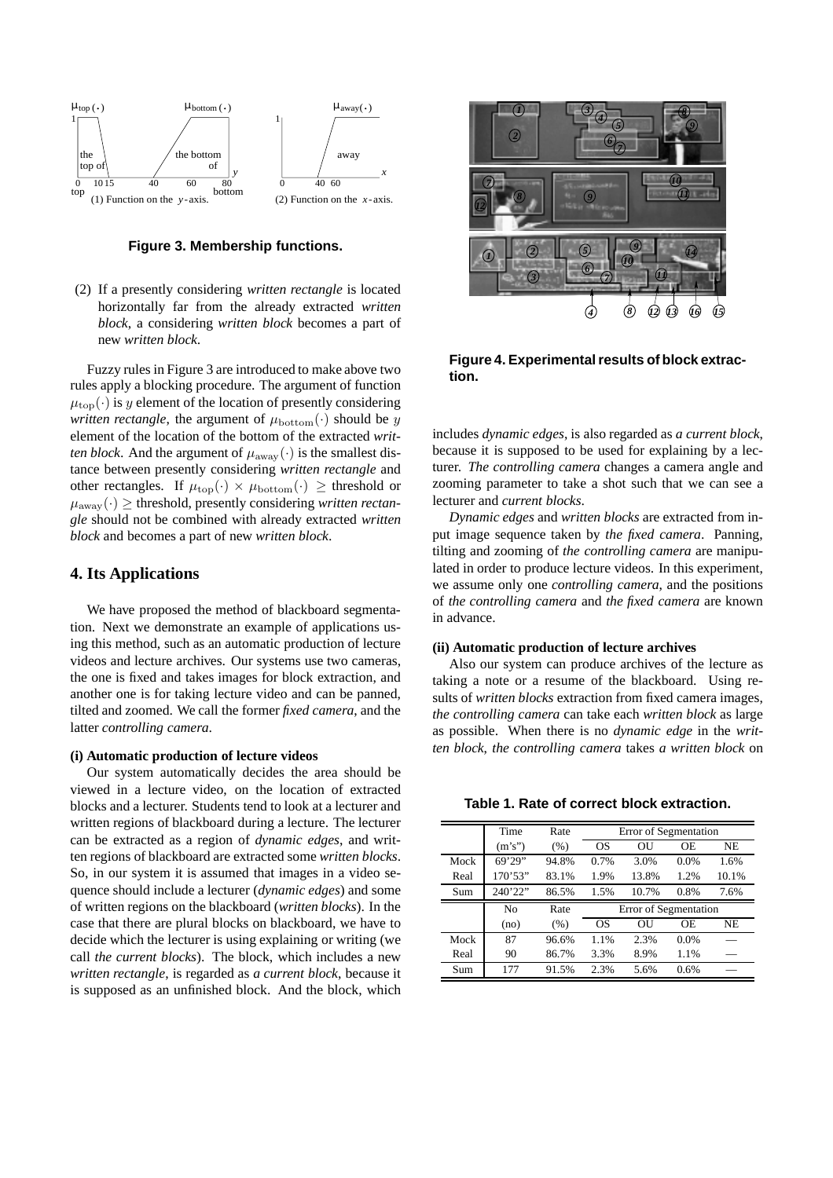$\mu_{\text{top}}(\cdot)$

1

the top of

0 10 15 40 60 80

top

$\mu_{\text{bottom}}(\cdot)$

the bottom of

$y$

bottom

(1) Function on the $y$-axis.

$\mu_{\text{away}}(\cdot)$

1

away

$x$

0 40 60

(2) Function on the $x$-axis.

**Figure 3. Membership functions.**

(2) If a presently considering *written rectangle* is located horizontally far from the already extracted *written block*, a considering *written block* becomes a part of new *written block*.

Fuzzy rules in Figure 3 are introduced to make above two rules apply a blocking procedure. The argument of function $\mu_{\text{top}}(\cdot)$ is $y$ element of the location of presently considering *written rectangle*, the argument of $\mu_{\text{bottom}}(\cdot)$ should be $y$ element of the location of the bottom of the extracted *written block*. And the argument of $\mu_{\text{away}}(\cdot)$ is the smallest distance between presently considering *written rectangle* and other rectangles. If $\mu_{\text{top}}(\cdot) \times \mu_{\text{bottom}}(\cdot) \geq$ threshold or $\mu_{\text{away}}(\cdot) \geq$ threshold, presently considering *written rectangle* should not be combined with already extracted *written block* and becomes a part of new *written block*.

## 4. Its Applications

We have proposed the method of blackboard segmentation. Next we demonstrate an example of applications using this method, such as an automatic production of lecture videos and lecture archives. Our systems use two cameras, the one is fixed and takes images for block extraction, and another one is for taking lecture video and can be panned, tilted and zoomed. We call the former *fixed camera*, and the latter *controlling camera*.

#### (i) Automatic production of lecture videos

Our system automatically decides the area should be viewed in a lecture video, on the location of extracted blocks and a lecturer. Students tend to look at a lecturer and written regions of blackboard during a lecture. The lecturer can be extracted as a region of *dynamic edges*, and written regions of blackboard are extracted some *written blocks*. So, in our system it is assumed that images in a video sequence should include a lecturer (*dynamic edges*) and some of written regions on the blackboard (*written blocks*). In the case that there are plural blocks on blackboard, we have to decide which the lecturer is using explaining or writing (we call *the current blocks*). The block, which includes a new *written rectangle*, is regarded as *a current block*, because it is supposed as an unfinished block. And the block, which includes *dynamic edges*, is also regarded as *a current block*, because it is supposed to be used for explaining by a lecturer. *The controlling camera* changes a camera angle and zooming parameter to take a shot such that we can see a lecturer and *current blocks*.

*Dynamic edges* and *written blocks* are extracted from input image sequence taken by *the fixed camera*. Panning, tilting and zooming of *the controlling camera* are manipulated in order to produce lecture videos. In this experiment, we assume only one *controlling camera*, and the positions of *the controlling camera* and *the fixed camera* are known in advance.

**Figure 4. Experimental results of block extraction.**

#### (ii) Automatic production of lecture archives

Also our system can produce archives of the lecture as taking a note or a resume of the blackboard. Using results of *written blocks* extraction from fixed camera images, *the controlling camera* can take each *written block* as large as possible. When there is no *dynamic edge* in the *written block*, *the controlling camera* takes *a written block* on

**Table 1. Rate of correct block extraction.**

| | Time | Rate | Error of Segmentation | | | |
|---|---|---|---|---|---|---|
| | (m's") | (%) | OS | OU | OE | NE |
| Mock | 69'29" | 94.8% | 0.7% | 3.0% | 0.0% | 1.6% |
| Real | 170'53" | 83.1% | 1.9% | 13.8% | 1.2% | 10.1% |
| Sum | 240'22" | 86.5% | 1.5% | 10.7% | 0.8% | 7.6% |
| | No | Rate | Error of Segmentation | | | |
| | (no) | (%) | OS | OU | OE | NE |
| Mock | 87 | 96.6% | 1.1% | 2.3% | 0.0% | — |
| Real | 90 | 86.7% | 3.3% | 8.9% | 1.1% | — |
| Sum | 177 | 91.5% | 2.3% | 5.6% | 0.6% | — |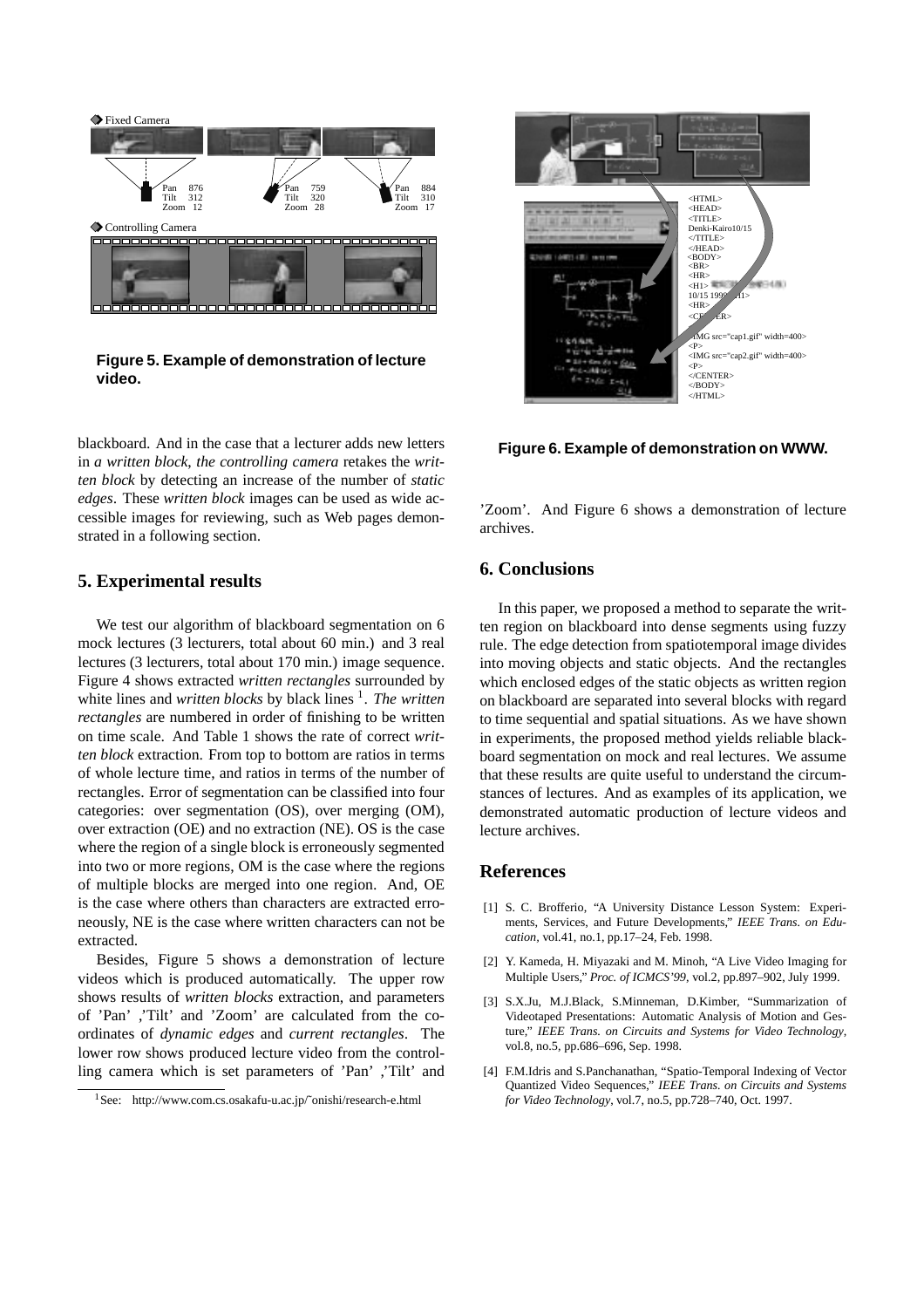Fixed Camera

Pan 876
Tilt 312
Zoom 12

Pan 759
Tilt 320
Zoom 28

Pan 884
Tilt 310
Zoom 17

Controlling Camera

**Figure 5. Example of demonstration of lecture video.**

blackboard. And in the case that a lecturer adds new letters in *a written block*, *the controlling camera* retakes the *written block* by detecting an increase of the number of *static edges*. These *written block* images can be used as wide accessible images for reviewing, such as Web pages demonstrated in a following section.

## 5. Experimental results

We test our algorithm of blackboard segmentation on 6 mock lectures (3 lecturers, total about 60 min.) and 3 real lectures (3 lecturers, total about 170 min.) image sequence. Figure 4 shows extracted *written rectangles* surrounded by white lines and *written blocks* by black lines [1]. *The written rectangles* are numbered in order of finishing to be written on time scale. And Table 1 shows the rate of correct *written block* extraction. From top to bottom are ratios in terms of whole lecture time, and ratios in terms of the number of rectangles. Error of segmentation can be classified into four categories: over segmentation (OS), over merging (OM), over extraction (OE) and no extraction (NE). OS is the case where the region of a single block is erroneously segmented into two or more regions, OM is the case where the regions of multiple blocks are merged into one region. And, OE is the case where others than characters are extracted erroneously, NE is the case where written characters can not be extracted.

Besides, Figure 5 shows a demonstration of lecture videos which is produced automatically. The upper row shows results of *written blocks* extraction, and parameters of 'Pan' ,'Tilt' and 'Zoom' are calculated from the coordinates of *dynamic edges* and *current rectangles*. The lower row shows produced lecture video from the controlling camera which is set parameters of 'Pan' ,'Tilt' and 'Zoom'. And Figure 6 shows a demonstration of lecture archives.

[1] See: http://www.com.cs.osakafu-u.ac.jp/~onishi/research-e.html

```
<HTML>
<HEAD>
<TITLE>
Denki-Kairo10/15
</TITLE>
</HEAD>
<BODY>
<BR>
<HR>
<H1>
10/15 1999 </H1>
<HR>
<CENTER>
<IMG src="cap1.gif" width=400>
<P>
<IMG src="cap2.gif" width=400>
<P>
</CENTER>
</BODY>
</HTML>
```

**Figure 6. Example of demonstration on WWW.**

## 6. Conclusions

In this paper, we proposed a method to separate the written region on blackboard into dense segments using fuzzy rule. The edge detection from spatiotemporal image divides into moving objects and static objects. And the rectangles which enclosed edges of the static objects as written region on blackboard are separated into several blocks with regard to time sequential and spatial situations. As we have shown in experiments, the proposed method yields reliable blackboard segmentation on mock and real lectures. We assume that these results are quite useful to understand the circumstances of lectures. And as examples of its application, we demonstrated automatic production of lecture videos and lecture archives.

## References

[1] S. C. Brofferio, "A University Distance Lesson System: Experiments, Services, and Future Developments," *IEEE Trans. on Education*, vol.41, no.1, pp.17–24, Feb. 1998.

[2] Y. Kameda, H. Miyazaki and M. Minoh, "A Live Video Imaging for Multiple Users," *Proc. of ICMCS'99*, vol.2, pp.897–902, July 1999.

[3] S.X.Ju, M.J.Black, S.Minneman, D.Kimber, "Summarization of Videotaped Presentations: Automatic Analysis of Motion and Gesture," *IEEE Trans. on Circuits and Systems for Video Technology*, vol.8, no.5, pp.686–696, Sep. 1998.

[4] F.M.Idris and S.Panchanathan, "Spatio-Temporal Indexing of Vector Quantized Video Sequences," *IEEE Trans. on Circuits and Systems for Video Technology*, vol.7, no.5, pp.728–740, Oct. 1997.